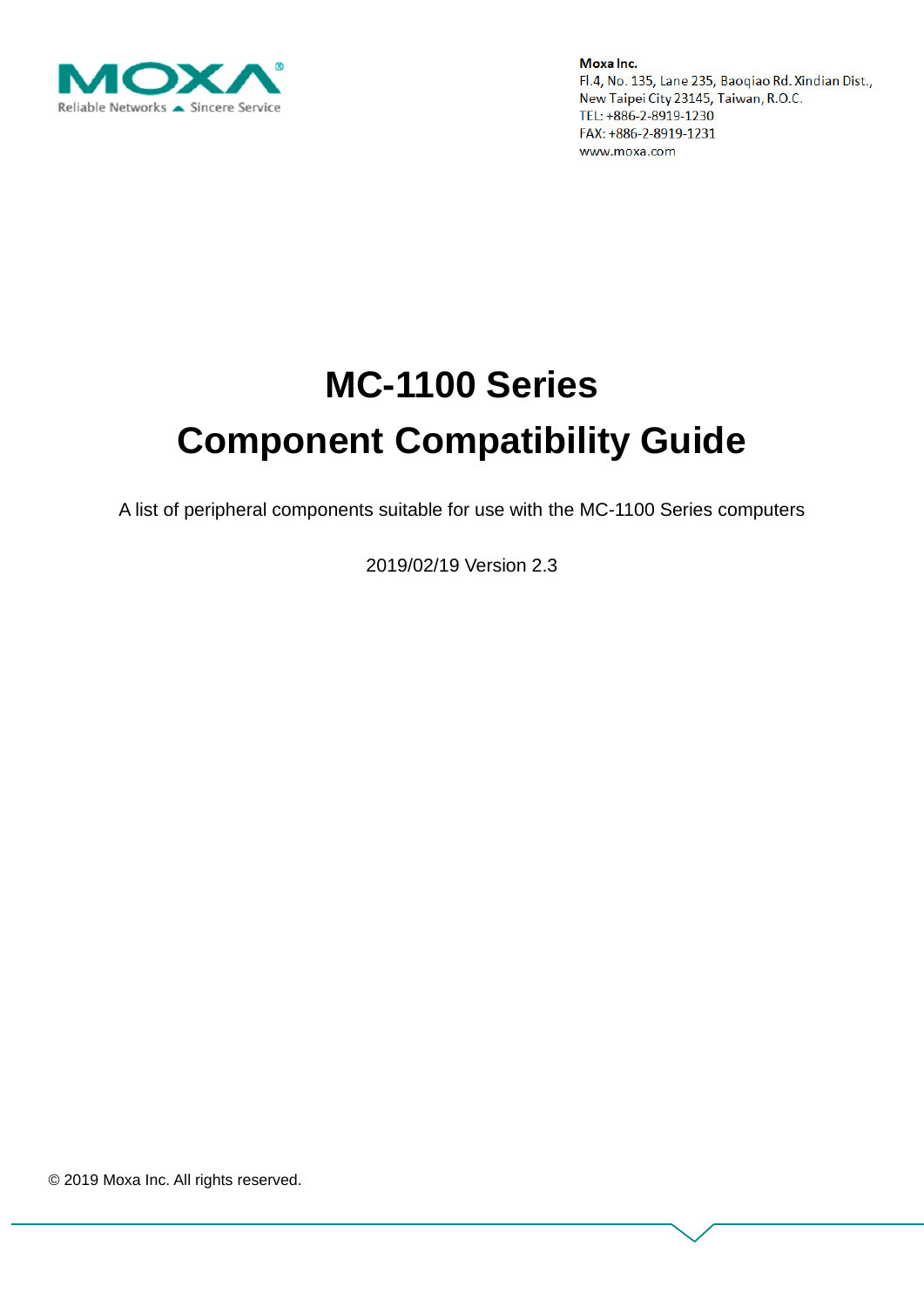**Moxa Inc.**
Fl.4, No. 135, Lane 235, Baoqiao Rd. Xindian Dist.,
New Taipei City 23145, Taiwan, R.O.C.
TEL: +886-2-8919-1230
FAX: +886-2-8919-1231
www.moxa.com

# MC-1100 Series Component Compatibility Guide

A list of peripheral components suitable for use with the MC-1100 Series computers

2019/02/19 Version 2.3

© 2019 Moxa Inc. All rights reserved.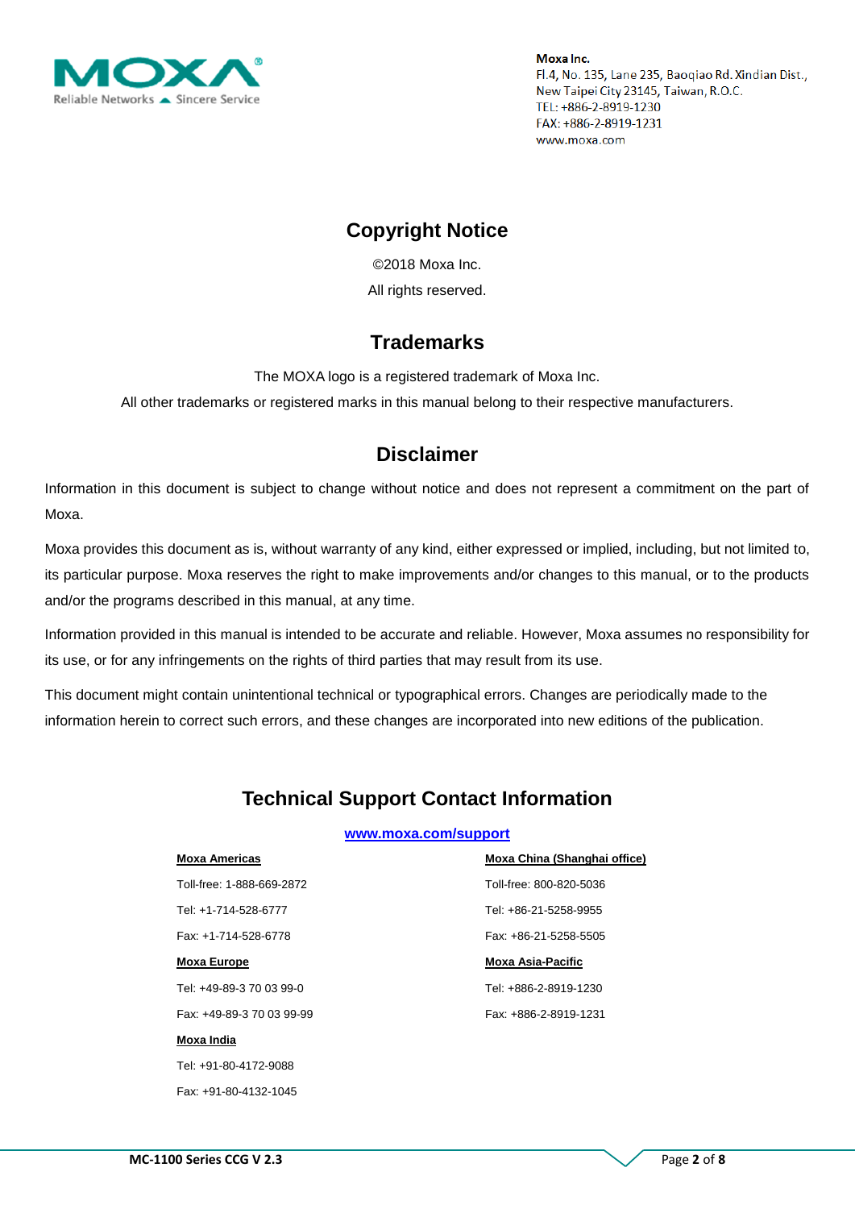**Moxa Inc.**
Fl.4, No. 135, Lane 235, Baoqiao Rd. Xindian Dist.,
New Taipei City 23145, Taiwan, R.O.C.
TEL: +886-2-8919-1230
FAX: +886-2-8919-1231
www.moxa.com

## Copyright Notice

©2018 Moxa Inc.

All rights reserved.

## Trademarks

The MOXA logo is a registered trademark of Moxa Inc.

All other trademarks or registered marks in this manual belong to their respective manufacturers.

## Disclaimer

Information in this document is subject to change without notice and does not represent a commitment on the part of Moxa.

Moxa provides this document as is, without warranty of any kind, either expressed or implied, including, but not limited to, its particular purpose. Moxa reserves the right to make improvements and/or changes to this manual, or to the products and/or the programs described in this manual, at any time.

Information provided in this manual is intended to be accurate and reliable. However, Moxa assumes no responsibility for its use, or for any infringements on the rights of third parties that may result from its use.

This document might contain unintentional technical or typographical errors. Changes are periodically made to the information herein to correct such errors, and these changes are incorporated into new editions of the publication.

## Technical Support Contact Information

**www.moxa.com/support**

**Moxa Americas**

Toll-free: 1-888-669-2872

Tel: +1-714-528-6777

Fax: +1-714-528-6778

**Moxa Europe**

Tel: +49-89-3 70 03 99-0

Fax: +49-89-3 70 03 99-99

**Moxa India**

Tel: +91-80-4172-9088

Fax: +91-80-4132-1045

**Moxa China (Shanghai office)**

Toll-free: 800-820-5036

Tel: +86-21-5258-9955

Fax: +86-21-5258-5505

**Moxa Asia-Pacific**

Tel: +886-2-8919-1230

Fax: +886-2-8919-1231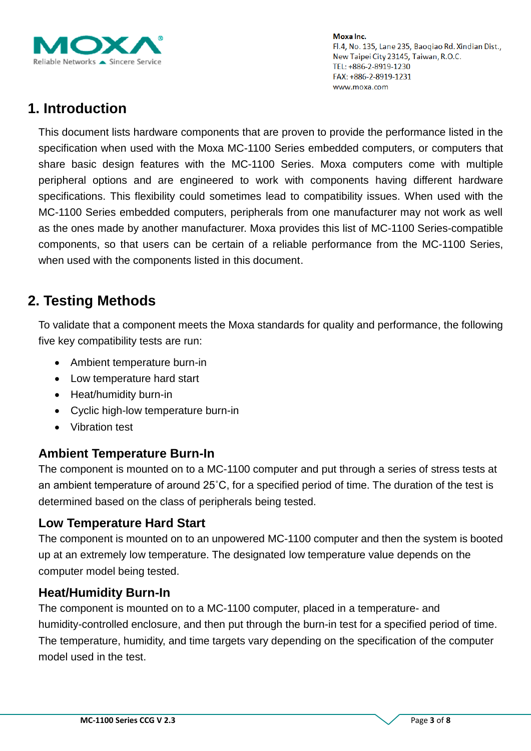## 1. Introduction

This document lists hardware components that are proven to provide the performance listed in the specification when used with the Moxa MC-1100 Series embedded computers, or computers that share basic design features with the MC-1100 Series. Moxa computers come with multiple peripheral options and are engineered to work with components having different hardware specifications. This flexibility could sometimes lead to compatibility issues. When used with the MC-1100 Series embedded computers, peripherals from one manufacturer may not work as well as the ones made by another manufacturer. Moxa provides this list of MC-1100 Series-compatible components, so that users can be certain of a reliable performance from the MC-1100 Series, when used with the components listed in this document.

## 2. Testing Methods

To validate that a component meets the Moxa standards for quality and performance, the following five key compatibility tests are run:

- Ambient temperature burn-in
- Low temperature hard start
- Heat/humidity burn-in
- Cyclic high-low temperature burn-in
- Vibration test

### Ambient Temperature Burn-In

The component is mounted on to a MC-1100 computer and put through a series of stress tests at an ambient temperature of around 25˚C, for a specified period of time. The duration of the test is determined based on the class of peripherals being tested.

### Low Temperature Hard Start

The component is mounted on to an unpowered MC-1100 computer and then the system is booted up at an extremely low temperature. The designated low temperature value depends on the computer model being tested.

### Heat/Humidity Burn-In

The component is mounted on to a MC-1100 computer, placed in a temperature- and humidity-controlled enclosure, and then put through the burn-in test for a specified period of time. The temperature, humidity, and time targets vary depending on the specification of the computer model used in the test.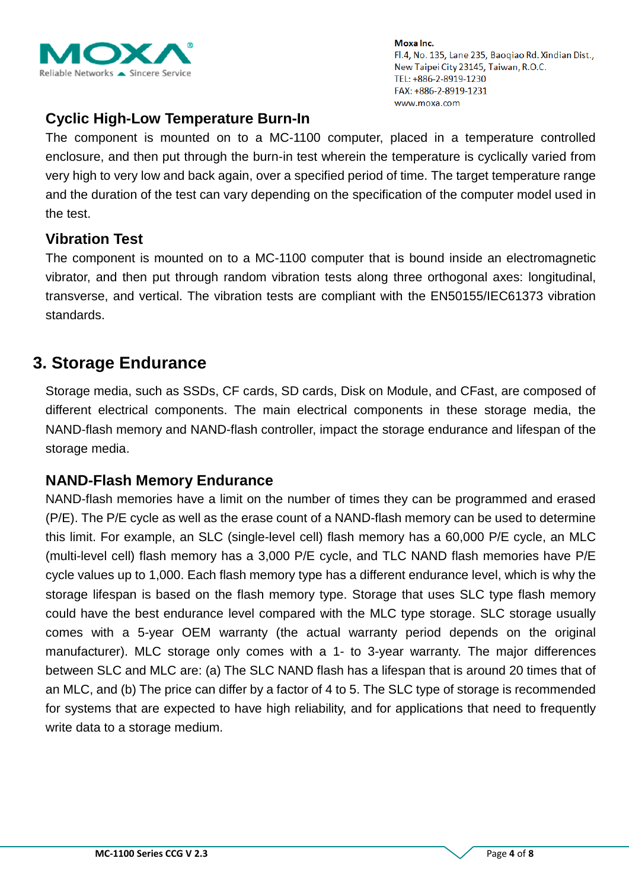### Cyclic High-Low Temperature Burn-In

The component is mounted on to a MC-1100 computer, placed in a temperature controlled enclosure, and then put through the burn-in test wherein the temperature is cyclically varied from very high to very low and back again, over a specified period of time. The target temperature range and the duration of the test can vary depending on the specification of the computer model used in the test.

### Vibration Test

The component is mounted on to a MC-1100 computer that is bound inside an electromagnetic vibrator, and then put through random vibration tests along three orthogonal axes: longitudinal, transverse, and vertical. The vibration tests are compliant with the EN50155/IEC61373 vibration standards.

## 3. Storage Endurance

Storage media, such as SSDs, CF cards, SD cards, Disk on Module, and CFast, are composed of different electrical components. The main electrical components in these storage media, the NAND-flash memory and NAND-flash controller, impact the storage endurance and lifespan of the storage media.

### NAND-Flash Memory Endurance

NAND-flash memories have a limit on the number of times they can be programmed and erased (P/E). The P/E cycle as well as the erase count of a NAND-flash memory can be used to determine this limit. For example, an SLC (single-level cell) flash memory has a 60,000 P/E cycle, an MLC (multi-level cell) flash memory has a 3,000 P/E cycle, and TLC NAND flash memories have P/E cycle values up to 1,000. Each flash memory type has a different endurance level, which is why the storage lifespan is based on the flash memory type. Storage that uses SLC type flash memory could have the best endurance level compared with the MLC type storage. SLC storage usually comes with a 5-year OEM warranty (the actual warranty period depends on the original manufacturer). MLC storage only comes with a 1- to 3-year warranty. The major differences between SLC and MLC are: (a) The SLC NAND flash has a lifespan that is around 20 times that of an MLC, and (b) The price can differ by a factor of 4 to 5. The SLC type of storage is recommended for systems that are expected to have high reliability, and for applications that need to frequently write data to a storage medium.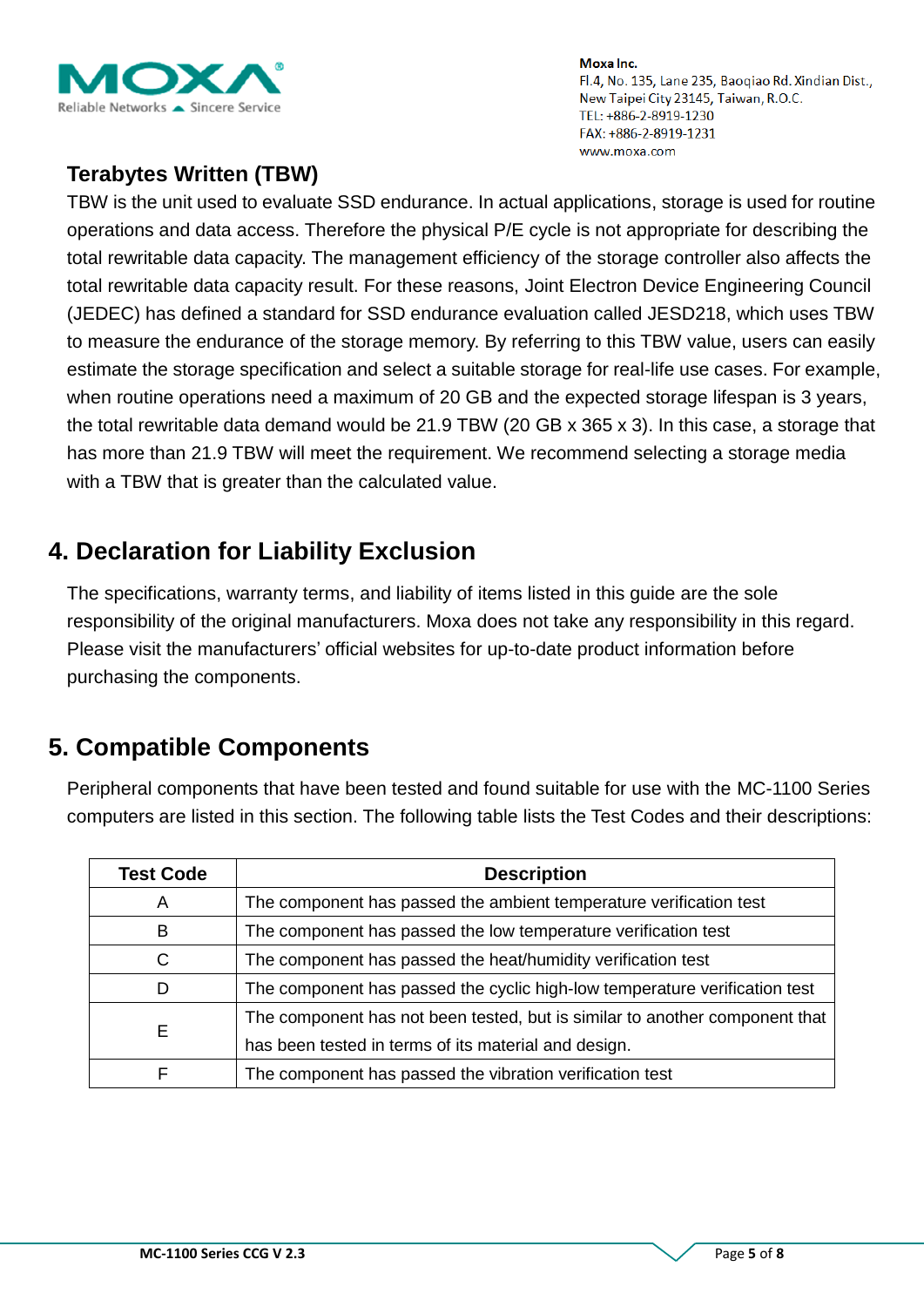### Terabytes Written (TBW)

TBW is the unit used to evaluate SSD endurance. In actual applications, storage is used for routine operations and data access. Therefore the physical P/E cycle is not appropriate for describing the total rewritable data capacity. The management efficiency of the storage controller also affects the total rewritable data capacity result. For these reasons, Joint Electron Device Engineering Council (JEDEC) has defined a standard for SSD endurance evaluation called JESD218, which uses TBW to measure the endurance of the storage memory. By referring to this TBW value, users can easily estimate the storage specification and select a suitable storage for real-life use cases. For example, when routine operations need a maximum of 20 GB and the expected storage lifespan is 3 years, the total rewritable data demand would be 21.9 TBW (20 GB x 365 x 3). In this case, a storage that has more than 21.9 TBW will meet the requirement. We recommend selecting a storage media with a TBW that is greater than the calculated value.

## 4. Declaration for Liability Exclusion

The specifications, warranty terms, and liability of items listed in this guide are the sole responsibility of the original manufacturers. Moxa does not take any responsibility in this regard. Please visit the manufacturers' official websites for up-to-date product information before purchasing the components.

## 5. Compatible Components

Peripheral components that have been tested and found suitable for use with the MC-1100 Series computers are listed in this section. The following table lists the Test Codes and their descriptions:

| Test Code | Description |
|---|---|
| A | The component has passed the ambient temperature verification test |
| B | The component has passed the low temperature verification test |
| C | The component has passed the heat/humidity verification test |
| D | The component has passed the cyclic high-low temperature verification test |
| E | The component has not been tested, but is similar to another component that has been tested in terms of its material and design. |
| F | The component has passed the vibration verification test |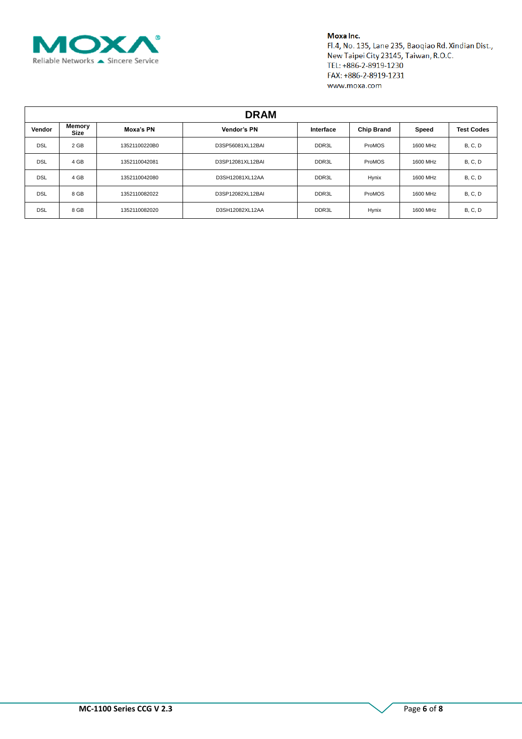Moxa Inc.
Fl.4, No. 135, Lane 235, Baoqiao Rd. Xindian Dist.,
New Taipei City 23145, Taiwan, R.O.C.
TEL: +886-2-8919-1230
FAX: +886-2-8919-1231
www.moxa.com

| DRAM | | | | | | | |
|---|---|---|---|---|---|---|---|
| **Vendor** | **Memory Size** | **Moxa's PN** | **Vendor's PN** | **Interface** | **Chip Brand** | **Speed** | **Test Codes** |
| DSL | 2 GB | 13521100220B0 | D3SP56081XL12BAI | DDR3L | ProMOS | 1600 MHz | B, C, D |
| DSL | 4 GB | 1352110042081 | D3SP12081XL12BAI | DDR3L | ProMOS | 1600 MHz | B, C, D |
| DSL | 4 GB | 1352110042080 | D3SH12081XL12AA | DDR3L | Hynix | 1600 MHz | B, C, D |
| DSL | 8 GB | 1352110082022 | D3SP12082XL12BAI | DDR3L | ProMOS | 1600 MHz | B, C, D |
| DSL | 8 GB | 1352110082020 | D3SH12082XL12AA | DDR3L | Hynix | 1600 MHz | B, C, D |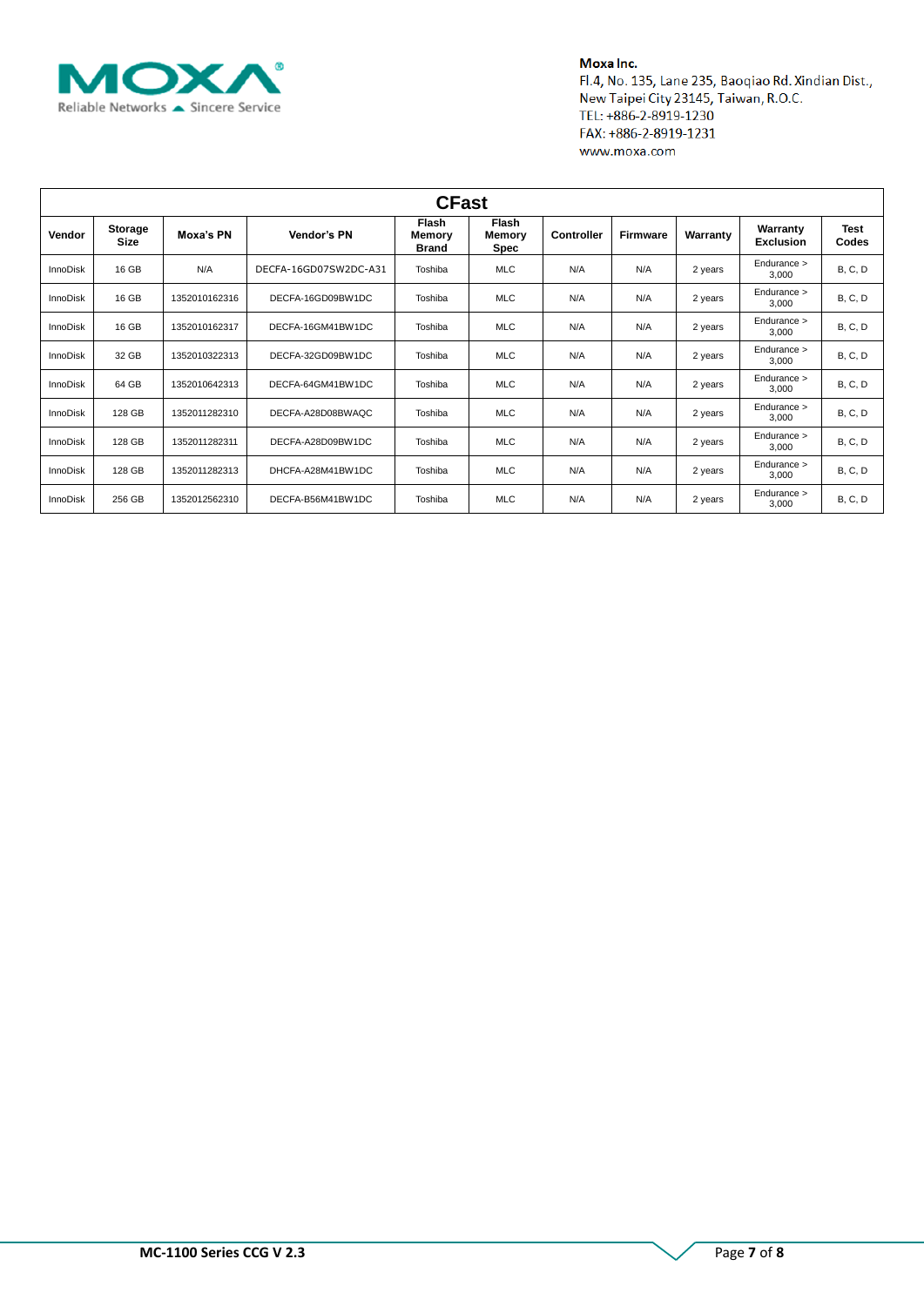Moxa Inc.
Fl.4, No. 135, Lane 235, Baoqiao Rd. Xindian Dist.,
New Taipei City 23145, Taiwan, R.O.C.
TEL: +886-2-8919-1230
FAX: +886-2-8919-1231
www.moxa.com

| CFast | | | | | | | | | | |
|---|---|---|---|---|---|---|---|---|---|---|
| **Vendor** | **Storage Size** | **Moxa's PN** | **Vendor's PN** | **Flash Memory Brand** | **Flash Memory Spec** | **Controller** | **Firmware** | **Warranty** | **Warranty Exclusion** | **Test Codes** |
| InnoDisk | 16 GB | N/A | DECFA-16GD07SW2DC-A31 | Toshiba | MLC | N/A | N/A | 2 years | Endurance > 3,000 | B, C, D |
| InnoDisk | 16 GB | 1352010162316 | DECFA-16GD09BW1DC | Toshiba | MLC | N/A | N/A | 2 years | Endurance > 3,000 | B, C, D |
| InnoDisk | 16 GB | 1352010162317 | DECFA-16GM41BW1DC | Toshiba | MLC | N/A | N/A | 2 years | Endurance > 3,000 | B, C, D |
| InnoDisk | 32 GB | 1352010322313 | DECFA-32GD09BW1DC | Toshiba | MLC | N/A | N/A | 2 years | Endurance > 3,000 | B, C, D |
| InnoDisk | 64 GB | 1352010642313 | DECFA-64GM41BW1DC | Toshiba | MLC | N/A | N/A | 2 years | Endurance > 3,000 | B, C, D |
| InnoDisk | 128 GB | 1352011282310 | DECFA-A28D08BWAQC | Toshiba | MLC | N/A | N/A | 2 years | Endurance > 3,000 | B, C, D |
| InnoDisk | 128 GB | 1352011282311 | DECFA-A28D09BW1DC | Toshiba | MLC | N/A | N/A | 2 years | Endurance > 3,000 | B, C, D |
| InnoDisk | 128 GB | 1352011282313 | DHCFA-A28M41BW1DC | Toshiba | MLC | N/A | N/A | 2 years | Endurance > 3,000 | B, C, D |
| InnoDisk | 256 GB | 1352012562310 | DECFA-B56M41BW1DC | Toshiba | MLC | N/A | N/A | 2 years | Endurance > 3,000 | B, C, D |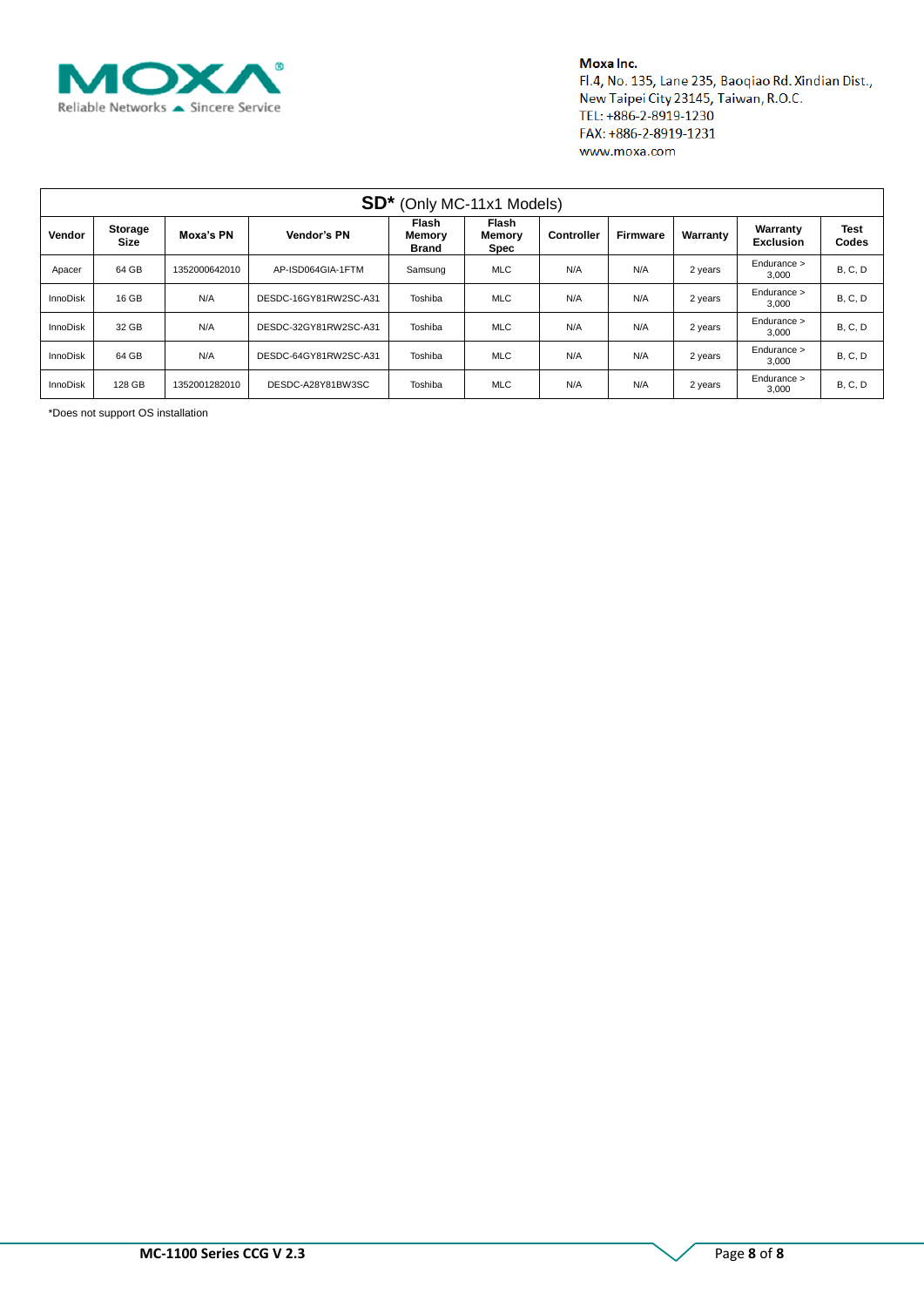Moxa Inc.
Fl.4, No. 135, Lane 235, Baoqiao Rd. Xindian Dist.,
New Taipei City 23145, Taiwan, R.O.C.
TEL: +886-2-8919-1230
FAX: +886-2-8919-1231
www.moxa.com

## SD* (Only MC-11x1 Models)

| Vendor | Storage Size | Moxa's PN | Vendor's PN | Flash Memory Brand | Flash Memory Spec | Controller | Firmware | Warranty | Warranty Exclusion | Test Codes |
|---|---|---|---|---|---|---|---|---|---|---|
| Apacer | 64 GB | 1352000642010 | AP-ISD064GIA-1FTM | Samsung | MLC | N/A | N/A | 2 years | Endurance > 3,000 | B, C, D |
| InnoDisk | 16 GB | N/A | DESDC-16GY81RW2SC-A31 | Toshiba | MLC | N/A | N/A | 2 years | Endurance > 3,000 | B, C, D |
| InnoDisk | 32 GB | N/A | DESDC-32GY81RW2SC-A31 | Toshiba | MLC | N/A | N/A | 2 years | Endurance > 3,000 | B, C, D |
| InnoDisk | 64 GB | N/A | DESDC-64GY81RW2SC-A31 | Toshiba | MLC | N/A | N/A | 2 years | Endurance > 3,000 | B, C, D |
| InnoDisk | 128 GB | 1352001282010 | DESDC-A28Y81BW3SC | Toshiba | MLC | N/A | N/A | 2 years | Endurance > 3,000 | B, C, D |

*Does not support OS installation